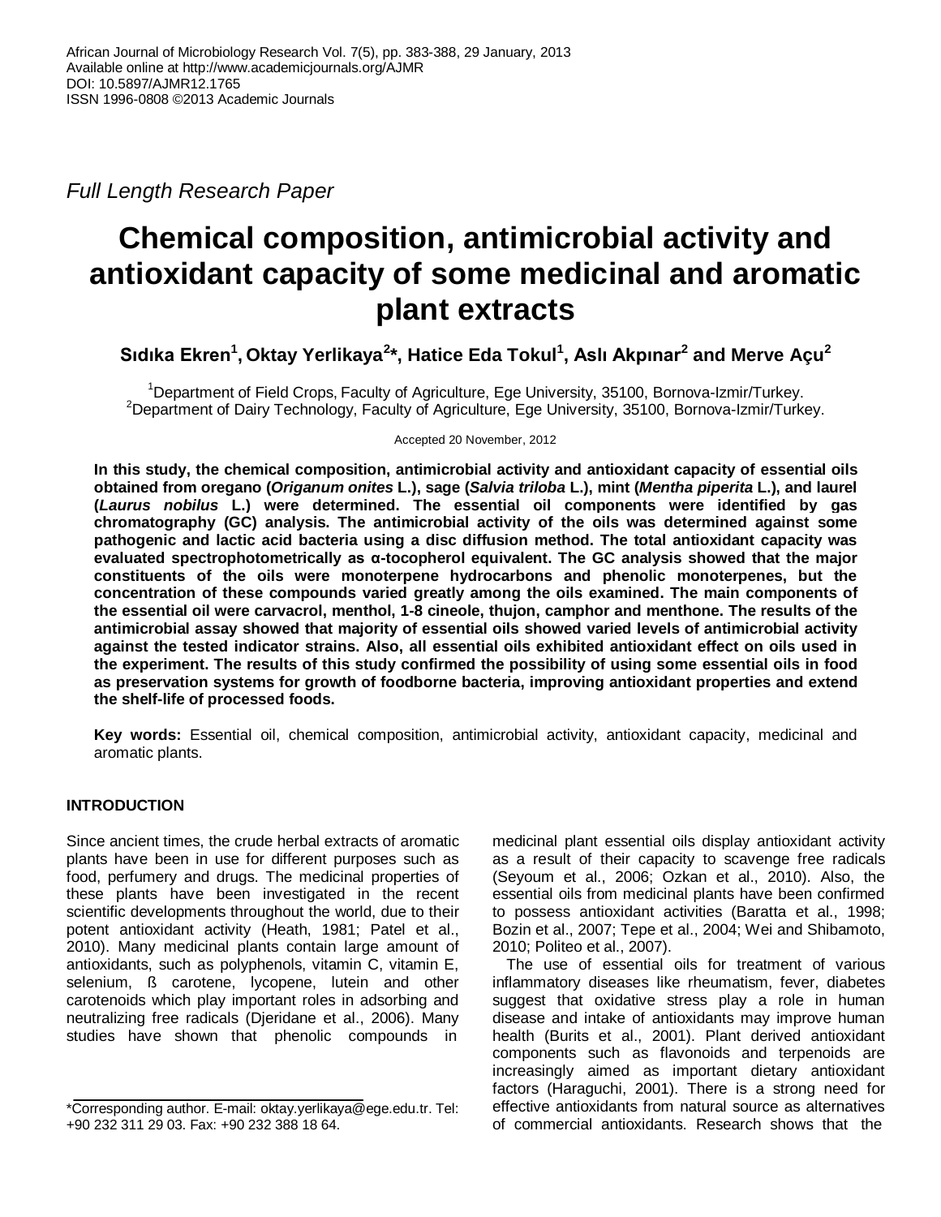African Journal of Microbiology Research Vol. 7(5), pp. 383-388, 29 January, 2013
Available online at http://www.academicjournals.org/AJMR
DOI: 10.5897/AJMR12.1765
ISSN 1996-0808 ©2013 Academic Journals

*Full Length Research Paper*

# Chemical composition, antimicrobial activity and antioxidant capacity of some medicinal and aromatic plant extracts

**Sıdıka Ekren[1], Oktay Yerlikaya[2]*, Hatice Eda Tokul[1], Aslı Akpınar[2] and Merve Açu[2]**

[1]Department of Field Crops, Faculty of Agriculture, Ege University, 35100, Bornova-Izmir/Turkey.
[2]Department of Dairy Technology, Faculty of Agriculture, Ege University, 35100, Bornova-Izmir/Turkey.

Accepted 20 November, 2012

**In this study, the chemical composition, antimicrobial activity and antioxidant capacity of essential oils obtained from oregano (*Origanum onites* L.), sage (*Salvia triloba* L.), mint (*Mentha piperita* L.), and laurel (*Laurus nobilus* L.) were determined. The essential oil components were identified by gas chromatography (GC) analysis. The antimicrobial activity of the oils was determined against some pathogenic and lactic acid bacteria using a disc diffusion method. The total antioxidant capacity was evaluated spectrophotometrically as α-tocopherol equivalent. The GC analysis showed that the major constituents of the oils were monoterpene hydrocarbons and phenolic monoterpenes, but the concentration of these compounds varied greatly among the oils examined. The main components of the essential oil were carvacrol, menthol, 1-8 cineole, thujon, camphor and menthone. The results of the antimicrobial assay showed that majority of essential oils showed varied levels of antimicrobial activity against the tested indicator strains. Also, all essential oils exhibited antioxidant effect on oils used in the experiment. The results of this study confirmed the possibility of using some essential oils in food as preservation systems for growth of foodborne bacteria, improving antioxidant properties and extend the shelf-life of processed foods.**

**Key words:** Essential oil, chemical composition, antimicrobial activity, antioxidant capacity, medicinal and aromatic plants.

## INTRODUCTION

Since ancient times, the crude herbal extracts of aromatic plants have been in use for different purposes such as food, perfumery and drugs. The medicinal properties of these plants have been investigated in the recent scientific developments throughout the world, due to their potent antioxidant activity (Heath, 1981; Patel et al., 2010). Many medicinal plants contain large amount of antioxidants, such as polyphenols, vitamin C, vitamin E, selenium, ß carotene, lycopene, lutein and other carotenoids which play important roles in adsorbing and neutralizing free radicals (Djeridane et al., 2006). Many studies have shown that phenolic compounds in medicinal plant essential oils display antioxidant activity as a result of their capacity to scavenge free radicals (Seyoum et al., 2006; Ozkan et al., 2010). Also, the essential oils from medicinal plants have been confirmed to possess antioxidant activities (Baratta et al., 1998; Bozin et al., 2007; Tepe et al., 2004; Wei and Shibamoto, 2010; Politeo et al., 2007).

The use of essential oils for treatment of various inflammatory diseases like rheumatism, fever, diabetes suggest that oxidative stress play a role in human disease and intake of antioxidants may improve human health (Burits et al., 2001). Plant derived antioxidant components such as flavonoids and terpenoids are increasingly aimed as important dietary antioxidant factors (Haraguchi, 2001). There is a strong need for effective antioxidants from natural source as alternatives of commercial antioxidants. Research shows that the

*Corresponding author. E-mail: oktay.yerlikaya@ege.edu.tr. Tel: +90 232 311 29 03. Fax: +90 232 388 18 64.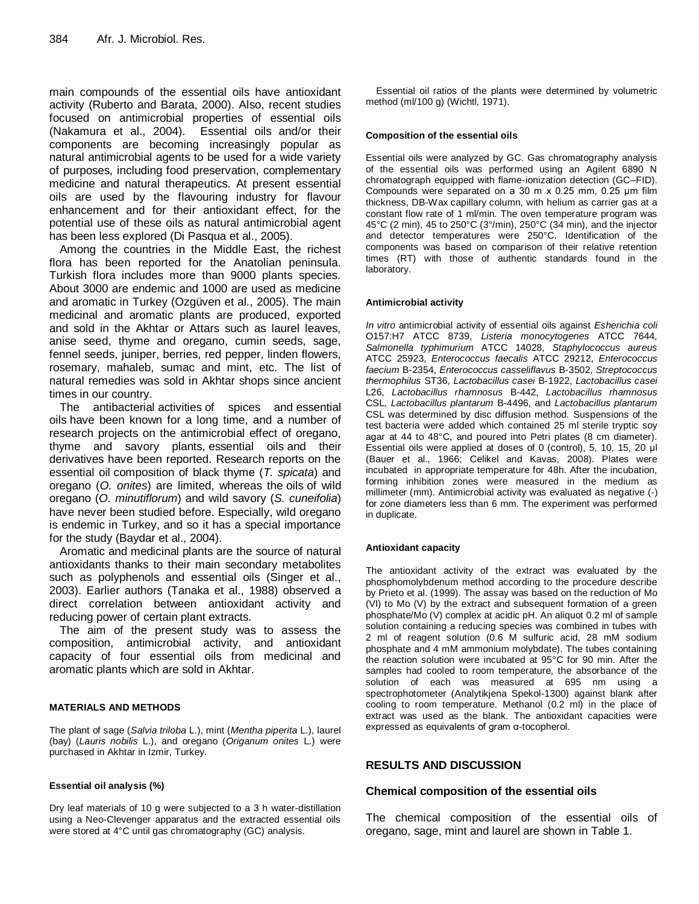main compounds of the essential oils have antioxidant activity (Ruberto and Barata, 2000). Also, recent studies focused on antimicrobial properties of essential oils (Nakamura et al., 2004). Essential oils and/or their components are becoming increasingly popular as natural antimicrobial agents to be used for a wide variety of purposes, including food preservation, complementary medicine and natural therapeutics. At present essential oils are used by the flavouring industry for flavour enhancement and for their antioxidant effect, for the potential use of these oils as natural antimicrobial agent has been less explored (Di Pasqua et al., 2005).

Among the countries in the Middle East, the richest flora has been reported for the Anatolian peninsula. Turkish flora includes more than 9000 plants species. About 3000 are endemic and 1000 are used as medicine and aromatic in Turkey (Ozgüven et al., 2005). The main medicinal and aromatic plants are produced, exported and sold in the Akhtar or Attars such as laurel leaves, anise seed, thyme and oregano, cumin seeds, sage, fennel seeds, juniper, berries, red pepper, linden flowers, rosemary, mahaleb, sumac and mint, etc. The list of natural remedies was sold in Akhtar shops since ancient times in our country.

The antibacterial activities of spices and essential oils have been known for a long time, and a number of research projects on the antimicrobial effect of oregano, thyme and savory plants, essential oils and their derivatives have been reported. Research reports on the essential oil composition of black thyme (*T. spicata*) and oregano (*O. onites*) are limited, whereas the oils of wild oregano (*O. minutiflorum*) and wild savory (*S. cuneifolia*) have never been studied before. Especially, wild oregano is endemic in Turkey, and so it has a special importance for the study (Baydar et al., 2004).

Aromatic and medicinal plants are the source of natural antioxidants thanks to their main secondary metabolites such as polyphenols and essential oils (Singer et al., 2003). Earlier authors (Tanaka et al., 1988) observed a direct correlation between antioxidant activity and reducing power of certain plant extracts.

The aim of the present study was to assess the composition, antimicrobial activity, and antioxidant capacity of four essential oils from medicinal and aromatic plants which are sold in Akhtar.

## MATERIALS AND METHODS

The plant of sage (*Salvia triloba* L.), mint (*Mentha piperita* L.), laurel (bay) (*Lauris nobilis* L.), and oregano (*Origanum onites* L.) were purchased in Akhtar in Izmir, Turkey.

### Essential oil analysis (%)

Dry leaf materials of 10 g were subjected to a 3 h water-distillation using a Neo-Clevenger apparatus and the extracted essential oils were stored at 4°C until gas chromatography (GC) analysis.

Essential oil ratios of the plants were determined by volumetric method (ml/100 g) (Wichtl, 1971).

### Composition of the essential oils

Essential oils were analyzed by GC. Gas chromatography analysis of the essential oils was performed using an Agilent 6890 N chromatograph equipped with flame-ionization detection (GC–FID). Compounds were separated on a 30 m x 0.25 mm, 0.25 μm film thickness, DB-Wax capillary column, with helium as carrier gas at a constant flow rate of 1 ml/min. The oven temperature program was 45°C (2 min), 45 to 250°C (3°/min), 250°C (34 min), and the injector and detector temperatures were 250°C. Identification of the components was based on comparison of their relative retention times (RT) with those of authentic standards found in the laboratory.

### Antimicrobial activity

*In vitro* antimicrobial activity of essential oils against *Esherichia coli* O157:H7 ATCC 8739, *Listeria monocytogenes* ATCC 7644, *Salmonella typhimurium* ATCC 14028, *Staphylococcus aureus* ATCC 25923, *Enterococcus faecalis* ATCC 29212, *Enterococcus faecium* B-2354, *Enterococcus casseliflavus* B-3502, *Streptococcus thermophilus* ST36, *Lactobacillus casei* B-1922, *Lactobacillus casei* L26, *Lactobacillus rhamnosus* B-442, *Lactobacillus rhamnosus* CSL, *Lactobacillus plantarum* B-4496, and *Lactobacillus plantarum* CSL was determined by disc diffusion method. Suspensions of the test bacteria were added which contained 25 ml sterile tryptic soy agar at 44 to 48°C, and poured into Petri plates (8 cm diameter). Essential oils were applied at doses of 0 (control), 5, 10, 15, 20 μl (Bauer et al., 1966; Celikel and Kavas, 2008). Plates were incubated in appropriate temperature for 48h. After the incubation, forming inhibition zones were measured in the medium as millimeter (mm). Antimicrobial activity was evaluated as negative (-) for zone diameters less than 6 mm. The experiment was performed in duplicate.

### Antioxidant capacity

The antioxidant activity of the extract was evaluated by the phosphomolybdenum method according to the procedure describe by Prieto et al. (1999). The assay was based on the reduction of Mo (VI) to Mo (V) by the extract and subsequent formation of a green phosphate/Mo (V) complex at acidic pH. An aliquot 0.2 ml of sample solution containing a reducing species was combined in tubes with 2 ml of reagent solution (0.6 M sulfuric acid, 28 mM sodium phosphate and 4 mM ammonium molybdate). The tubes containing the reaction solution were incubated at 95°C for 90 min. After the samples had cooled to room temperature, the absorbance of the solution of each was measured at 695 nm using a spectrophotometer (Analytikjena Spekol-1300) against blank after cooling to room temperature. Methanol (0.2 ml) in the place of extract was used as the blank. The antioxidant capacities were expressed as equivalents of gram α-tocopherol.

## RESULTS AND DISCUSSION

### Chemical composition of the essential oils

The chemical composition of the essential oils of oregano, sage, mint and laurel are shown in Table 1.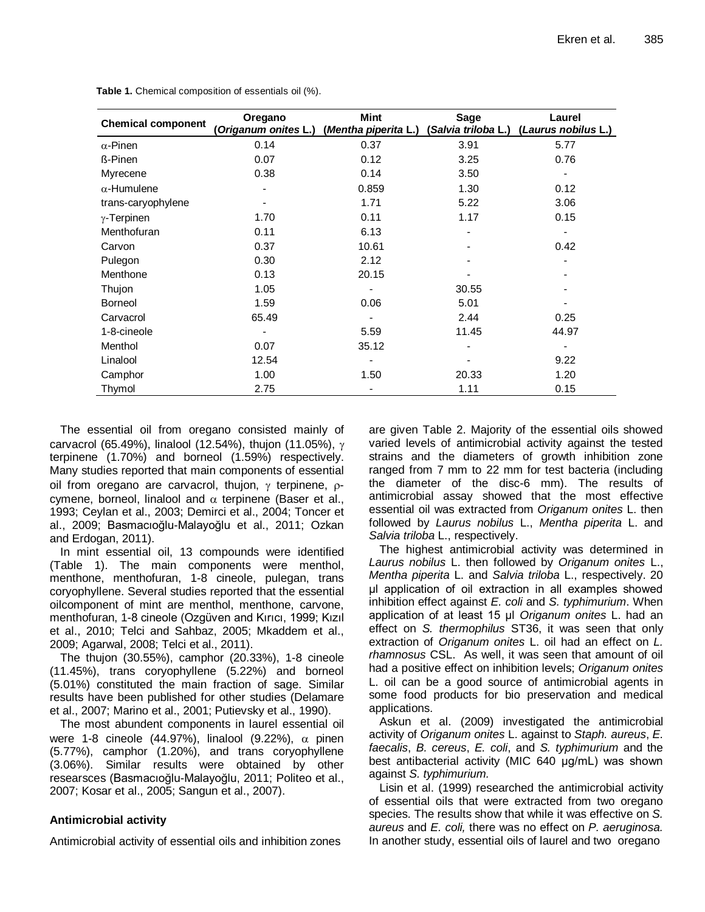**Table 1.** Chemical composition of essentials oil (%).

| Chemical component | Oregano (*Origanum onites* L.) | Mint (*Mentha piperita* L.) | Sage (*Salvia triloba* L.) | Laurel (*Laurus nobilus* L.) |
|---|---|---|---|---|
| α-Pinen | 0.14 | 0.37 | 3.91 | 5.77 |
| ß-Pinen | 0.07 | 0.12 | 3.25 | 0.76 |
| Myrecene | 0.38 | 0.14 | 3.50 | - |
| α-Humulene | - | 0.859 | 1.30 | 0.12 |
| trans-caryophylene | - | 1.71 | 5.22 | 3.06 |
| γ-Terpinen | 1.70 | 0.11 | 1.17 | 0.15 |
| Menthofuran | 0.11 | 6.13 | - | - |
| Carvon | 0.37 | 10.61 | - | 0.42 |
| Pulegon | 0.30 | 2.12 | - | - |
| Menthone | 0.13 | 20.15 | - | - |
| Thujon | 1.05 | - | 30.55 | - |
| Borneol | 1.59 | 0.06 | 5.01 | - |
| Carvacrol | 65.49 | - | 2.44 | 0.25 |
| 1-8-cineole | - | 5.59 | 11.45 | 44.97 |
| Menthol | 0.07 | 35.12 | - | - |
| Linalool | 12.54 | - | - | 9.22 |
| Camphor | 1.00 | 1.50 | 20.33 | 1.20 |
| Thymol | 2.75 | - | 1.11 | 0.15 |

The essential oil from oregano consisted mainly of carvacrol (65.49%), linalool (12.54%), thujon (11.05%), γ terpinene (1.70%) and borneol (1.59%) respectively. Many studies reported that main components of essential oil from oregano are carvacrol, thujon, γ terpinene, ρ-cymene, borneol, linalool and α terpinene (Baser et al., 1993; Ceylan et al., 2003; Demirci et al., 2004; Toncer et al., 2009; Basmacıoğlu-Malayoğlu et al., 2011; Ozkan and Erdogan, 2011).

In mint essential oil, 13 compounds were identified (Table 1). The main components were menthol, menthone, menthofuran, 1-8 cineole, pulegan, trans coryophyllene. Several studies reported that the essential oilcomponent of mint are menthol, menthone, carvone, menthofuran, 1-8 cineole (Ozgüven and Kırıcı, 1999; Kızıl et al., 2010; Telci and Sahbaz, 2005; Mkaddem et al., 2009; Agarwal, 2008; Telci et al., 2011).

The thujon (30.55%), camphor (20.33%), 1-8 cineole (11.45%), trans coryophyllene (5.22%) and borneol (5.01%) constituted the main fraction of sage. Similar results have been published for other studies (Delamare et al., 2007; Marino et al., 2001; Putievsky et al., 1990).

The most abundent components in laurel essential oil were 1-8 cineole (44.97%), linalool (9.22%), α pinen (5.77%), camphor (1.20%), and trans coryophyllene (3.06%). Similar results were obtained by other researsces (Basmacıoğlu-Malayoğlu, 2011; Politeo et al., 2007; Kosar et al., 2005; Sangun et al., 2007).

### Antimicrobial activity

Antimicrobial activity of essential oils and inhibition zones are given Table 2. Majority of the essential oils showed varied levels of antimicrobial activity against the tested strains and the diameters of growth inhibition zone ranged from 7 mm to 22 mm for test bacteria (including the diameter of the disc-6 mm). The results of antimicrobial assay showed that the most effective essential oil was extracted from *Origanum onites* L. then followed by *Laurus nobilus* L., *Mentha piperita* L. and *Salvia triloba* L., respectively.

The highest antimicrobial activity was determined in *Laurus nobilus* L. then followed by *Origanum onites* L., *Mentha piperita* L. and *Salvia triloba* L., respectively. 20 µl application of oil extraction in all examples showed inhibition effect against *E. coli* and *S. typhimurium*. When application of at least 15 µl *Origanum onites* L. had an effect on *S. thermophilus* ST36, it was seen that only extraction of *Origanum onites* L. oil had an effect on *L. rhamnosus* CSL. As well, it was seen that amount of oil had a positive effect on inhibition levels; *Origanum onites* L. oil can be a good source of antimicrobial agents in some food products for bio preservation and medical applications.

Askun et al. (2009) investigated the antimicrobial activity of *Origanum onites* L. against to *Staph. aureus*, *E. faecalis*, *B. cereus*, *E. coli*, and *S. typhimurium* and the best antibacterial activity (MIC 640 µg/mL) was shown against *S. typhimurium.*

Lisin et al. (1999) researched the antimicrobial activity of essential oils that were extracted from two oregano species. The results show that while it was effective on *S. aureus* and *E. coli,* there was no effect on *P. aeruginosa.* In another study, essential oils of laurel and two oregano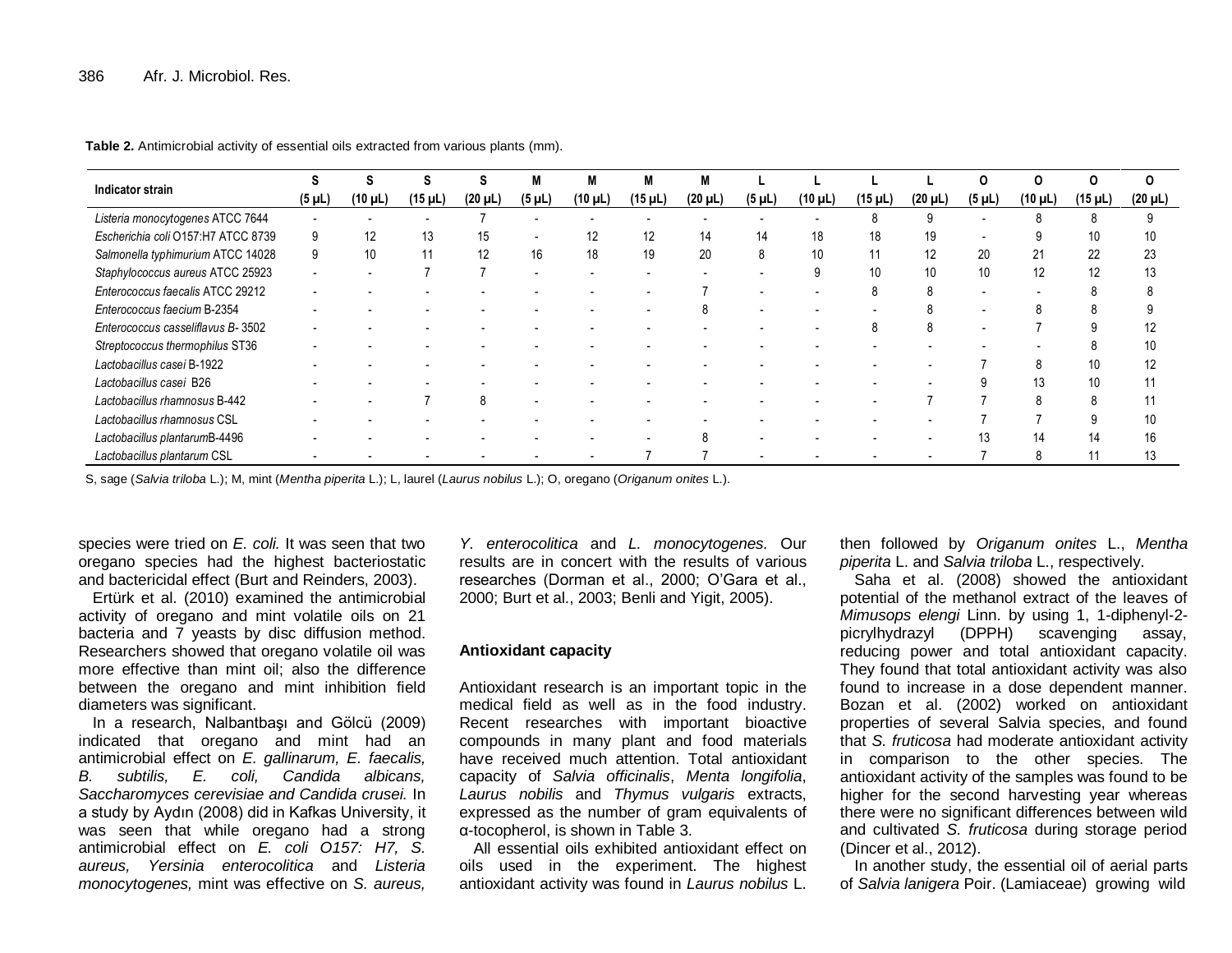**Table 2.** Antimicrobial activity of essential oils extracted from various plants (mm).

| Indicator strain | S (5 µL) | S (10 µL) | S (15 µL) | S (20 µL) | M (5 µL) | M (10 µL) | M (15 µL) | M (20 µL) | L (5 µL) | L (10 µL) | L (15 µL) | L (20 µL) | O (5 µL) | O (10 µL) | O (15 µL) | O (20 µL) |
|---|---|---|---|---|---|---|---|---|---|---|---|---|---|---|---|---|
| *Listeria monocytogenes* ATCC 7644 | - | - | - | 7 | - | - | - | - | - | - | 8 | 9 | - | 8 | 8 | 9 |
| *Escherichia coli* O157:H7 ATCC 8739 | 9 | 12 | 13 | 15 | - | 12 | 12 | 14 | 14 | 18 | 18 | 19 | - | 9 | 10 | 10 |
| *Salmonella typhimurium* ATCC 14028 | 9 | 10 | 11 | 12 | 16 | 18 | 19 | 20 | 8 | 10 | 11 | 12 | 20 | 21 | 22 | 23 |
| *Staphylococcus aureus* ATCC 25923 | - | - | 7 | 7 | - | - | - | - | - | 9 | 10 | 10 | 10 | 12 | 12 | 13 |
| *Enterococcus faecalis* ATCC 29212 | - | - | - | - | - | - | - | 7 | - | - | 8 | 8 | - | - | 8 | 8 |
| *Enterococcus faecium* B-2354 | - | - | - | - | - | - | - | 8 | - | - | - | 8 | - | 8 | 8 | 9 |
| *Enterococcus casseliflavus B-* 3502 | - | - | - | - | - | - | - | - | - | - | 8 | 8 | - | 7 | 9 | 12 |
| *Streptococcus thermophilus* ST36 | - | - | - | - | - | - | - | - | - | - | - | - | - | - | 8 | 10 |
| *Lactobacillus casei* B-1922 | - | - | - | - | - | - | - | - | - | - | - | - | 7 | 8 | 10 | 12 |
| *Lactobacillus casei* B26 | - | - | - | - | - | - | - | - | - | - | - | - | 9 | 13 | 10 | 11 |
| *Lactobacillus rhamnosus* B-442 | - | - | 7 | 8 | - | - | - | - | - | - | - | 7 | 7 | 8 | 8 | 11 |
| *Lactobacillus rhamnosus* CSL | - | - | - | - | - | - | - | - | - | - | - | - | 7 | 7 | 9 | 10 |
| *Lactobacillus plantarum*B-4496 | - | - | - | - | - | - | - | 8 | - | - | - | - | 13 | 14 | 14 | 16 |
| *Lactobacillus plantarum* CSL | - | - | - | - | - | - | 7 | 7 | - | - | - | - | 7 | 8 | 11 | 13 |

S, sage (*Salvia triloba* L.); M, mint (*Mentha piperita* L.); L, laurel (*Laurus nobilis* L.); O, oregano (*Origanum onites* L.).

species were tried on *E. coli.* It was seen that two oregano species had the highest bacteriostatic and bactericidal effect (Burt and Reinders, 2003).

Ertürk et al. (2010) examined the antimicrobial activity of oregano and mint volatile oils on 21 bacteria and 7 yeasts by disc diffusion method. Researchers showed that oregano volatile oil was more effective than mint oil; also the difference between the oregano and mint inhibition field diameters was significant.

In a research, Nalbantbaşı and Gölcü (2009) indicated that oregano and mint had an antimicrobial effect on *E. gallinarum, E. faecalis, B. subtilis, E. coli, Candida albicans, Saccharomyces cerevisiae and Candida crusei.* In a study by Aydın (2008) did in Kafkas University, it was seen that while oregano had a strong antimicrobial effect on *E. coli O157: H7, S. aureus, Yersinia enterocolitica* and *Listeria monocytogenes,* mint was effective on *S. aureus, Y. enterocolitica* and *L. monocytogenes.* Our results are in concert with the results of various researches (Dorman et al., 2000; O'Gara et al., 2000; Burt et al., 2003; Benli and Yigit, 2005).

## Antioxidant capacity

Antioxidant research is an important topic in the medical field as well as in the food industry. Recent researches with important bioactive compounds in many plant and food materials have received much attention. Total antioxidant capacity of *Salvia officinalis*, *Menta longifolia*, *Laurus nobilis* and *Thymus vulgaris* extracts, expressed as the number of gram equivalents of α-tocopherol, is shown in Table 3.

All essential oils exhibited antioxidant effect on oils used in the experiment. The highest antioxidant activity was found in *Laurus nobilis* L. then followed by *Origanum onites* L., *Mentha piperita* L. and *Salvia triloba* L., respectively.

Saha et al. (2008) showed the antioxidant potential of the methanol extract of the leaves of *Mimusops elengi* Linn. by using 1, 1-diphenyl-2-picrylhydrazyl (DPPH) scavenging assay, reducing power and total antioxidant capacity. They found that total antioxidant activity was also found to increase in a dose dependent manner. Bozan et al. (2002) worked on antioxidant properties of several Salvia species, and found that *S. fruticosa* had moderate antioxidant activity in comparison to the other species. The antioxidant activity of the samples was found to be higher for the second harvesting year whereas there were no significant differences between wild and cultivated *S. fruticosa* during storage period (Dincer et al., 2012).

In another study, the essential oil of aerial parts of *Salvia lanigera* Poir. (Lamiaceae) growing wild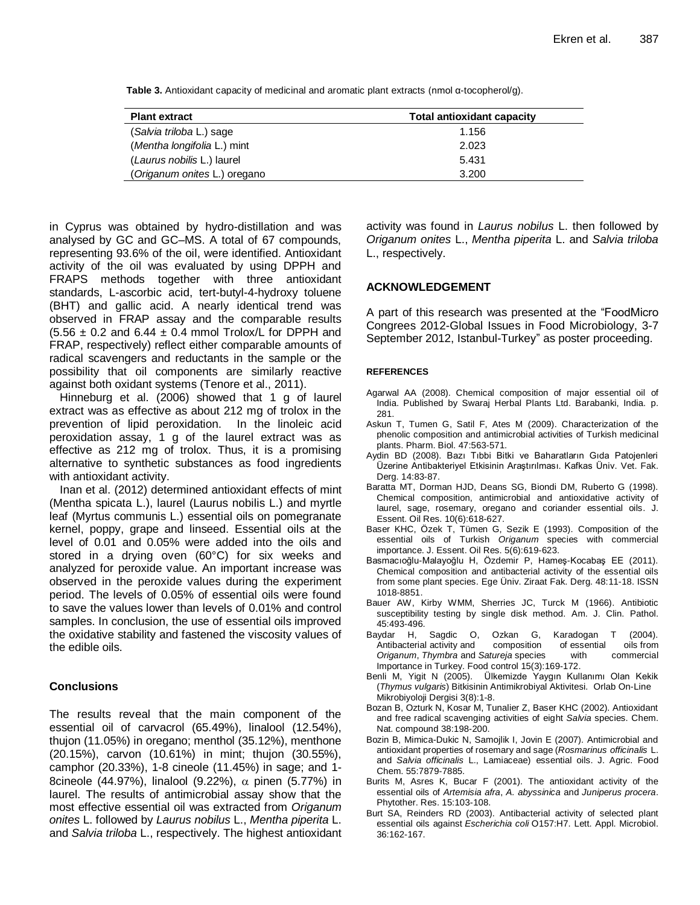**Table 3.** Antioxidant capacity of medicinal and aromatic plant extracts (nmol α-tocopherol/g).

| Plant extract | Total antioxidant capacity |
|---|---|
| (*Salvia triloba* L.) sage | 1.156 |
| (*Mentha longifolia* L.) mint | 2.023 |
| (*Laurus nobilis* L.) laurel | 5.431 |
| (*Origanum onites* L.) oregano | 3.200 |

in Cyprus was obtained by hydro-distillation and was analysed by GC and GC–MS. A total of 67 compounds, representing 93.6% of the oil, were identified. Antioxidant activity of the oil was evaluated by using DPPH and FRAPS methods together with three antioxidant standards, L-ascorbic acid, tert-butyl-4-hydroxy toluene (BHT) and gallic acid. A nearly identical trend was observed in FRAP assay and the comparable results ($5.56 \pm 0.2$ and $6.44 \pm 0.4$ mmol Trolox/L for DPPH and FRAP, respectively) reflect either comparable amounts of radical scavengers and reductants in the sample or the possibility that oil components are similarly reactive against both oxidant systems (Tenore et al., 2011).

Hinneburg et al. (2006) showed that 1 g of laurel extract was as effective as about 212 mg of trolox in the prevention of lipid peroxidation. In the linoleic acid peroxidation assay, 1 g of the laurel extract was as effective as 212 mg of trolox. Thus, it is a promising alternative to synthetic substances as food ingredients with antioxidant activity.

Inan et al. (2012) determined antioxidant effects of mint (Mentha spicata L.), laurel (Laurus nobilis L.) and myrtle leaf (Myrtus communis L.) essential oils on pomegranate kernel, poppy, grape and linseed. Essential oils at the level of 0.01 and 0.05% were added into the oils and stored in a drying oven (60°C) for six weeks and analyzed for peroxide value. An important increase was observed in the peroxide values during the experiment period. The levels of 0.05% of essential oils were found to save the values lower than levels of 0.01% and control samples. In conclusion, the use of essential oils improved the oxidative stability and fastened the viscosity values of the edible oils.

## Conclusions

The results reveal that the main component of the essential oil of carvacrol (65.49%), linalool (12.54%), thujon (11.05%) in oregano; menthol (35.12%), menthone (20.15%), carvon (10.61%) in mint; thujon (30.55%), camphor (20.33%), 1-8 cineole (11.45%) in sage; and 1-8cineole (44.97%), linalool (9.22%), $\alpha$ pinen (5.77%) in laurel. The results of antimicrobial assay show that the most effective essential oil was extracted from *Origanum onites* L. followed by *Laurus nobilus* L., *Mentha piperita* L. and *Salvia triloba* L., respectively. The highest antioxidant activity was found in *Laurus nobilus* L. then followed by *Origanum onites* L., *Mentha piperita* L. and *Salvia triloba* L., respectively.

## ACKNOWLEDGEMENT

A part of this research was presented at the "FoodMicro Congrees 2012-Global Issues in Food Microbiology, 3-7 September 2012, Istanbul-Turkey" as poster proceeding.

## REFERENCES

Agarwal AA (2008). Chemical composition of major essential oil of India. Published by Swaraj Herbal Plants Ltd. Barabanki, India. p. 281.

Askun T, Tumen G, Satil F, Ates M (2009). Characterization of the phenolic composition and antimicrobial activities of Turkish medicinal plants. Pharm. Biol. 47:563-571.

Aydin BD (2008). Bazı Tıbbi Bitki ve Baharatların Gıda Patojenleri Üzerine Antibakteriyel Etkisinin Araştırılması. Kafkas Üniv. Vet. Fak. Derg. 14:83-87.

Baratta MT, Dorman HJD, Deans SG, Biondi DM, Ruberto G (1998). Chemical composition, antimicrobial and antioxidative activity of laurel, sage, rosemary, oregano and coriander essential oils. J. Essent. Oil Res. 10(6):618-627.

Baser KHC, Özek T, Tümen G, Sezik E (1993). Composition of the essential oils of Turkish *Origanum* species with commercial importance. J. Essent. Oil Res. 5(6):619-623.

Basmacıoğlu-Malayoğlu H, Özdemir P, Hameş-Kocabaş EE (2011). Chemical composition and antibacterial activity of the essential oils from some plant species. Ege Üniv. Ziraat Fak. Derg. 48:11-18. ISSN 1018-8851.

Bauer AW, Kirby WMM, Sherries JC, Turck M (1966). Antibiotic susceptibility testing by single disk method. Am. J. Clin. Pathol. 45:493-496.

Baydar H, Sagdic O, Ozkan G, Karadogan T (2004). Antibacterial activity and composition of essential oils from *Origanum*, *Thymbra* and *Satureja* species with commercial Importance in Turkey. Food control 15(3):169-172.

Benli M, Yigit N (2005). Ülkemizde Yaygın Kullanımı Olan Kekik (*Thymus vulgaris*) Bitkisinin Antimikrobiyal Aktivitesi. Orlab On-Line Mikrobiyoloji Dergisi 3(8):1-8.

Bozan B, Ozturk N, Kosar M, Tunalier Z, Baser KHC (2002). Antioxidant and free radical scavenging activities of eight *Salvia* species. Chem. Nat. compound 38:198-200.

Bozin B, Mimica-Dukic N, Samojlik I, Jovin E (2007). Antimicrobial and antioxidant properties of rosemary and sage (*Rosmarinus officinalis* L. and *Salvia officinalis* L., Lamiaceae) essential oils. J. Agric. Food Chem. 55:7879-7885.

Burits M, Asres K, Bucar F (2001). The antioxidant activity of the essential oils of *Artemisia afra*, *A. abyssinica* and *Juniperus procera*. Phytother. Res. 15:103-108.

Burt SA, Reinders RD (2003). Antibacterial activity of selected plant essential oils against *Escherichia coli* O157:H7. Lett. Appl. Microbiol. 36:162-167.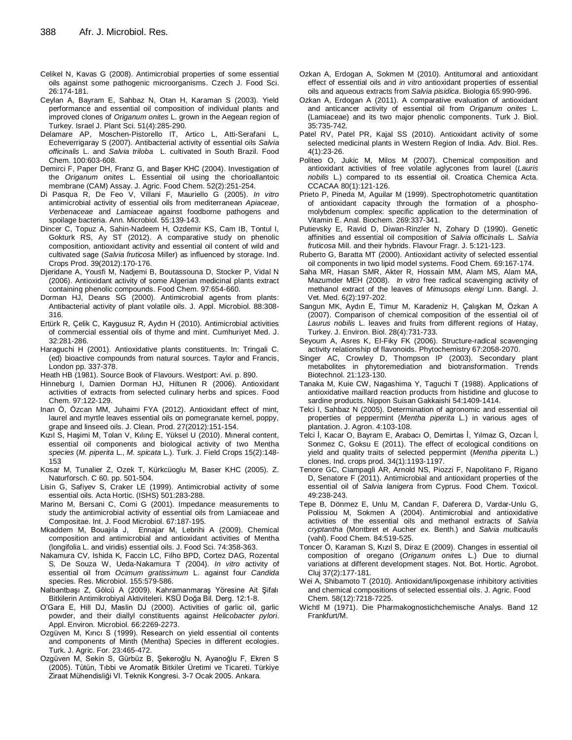Celikel N, Kavas G (2008). Antimicrobial properties of some essential oils against some pathogenic microorganisms. Czech J. Food Sci. 26:174-181.

Ceylan A, Bayram E, Sahbaz N, Otan H, Karaman S (2003). Yield performance and essential oil composition of individual plants and improved clones of *Origanum onites* L. grown in the Aegean region of Turkey. Israel J. Plant Sci. 51(4):285-290.

Delamare AP, Moschen-Pistorello IT, Artico L, Atti-Serafani L, Echeverrigaray S (2007). Antibacterial activity of essential oils *Salvia officinalis* L. and *Salvia triloba* L. cultivated in South Brazil. Food Chem. 100:603-608.

Demirci F, Paper DH, Franz G, and Başer KHC (2004). Investigation of the *Origanum onites* L. Essential oil using the chorioallantoic membrane (CAM) Assay. J. Agric. Food Chem. 52(2):251-254.

Di Pasqua R, De Feo V, Villani F, Mauriello G (2005). *In vitro* antimicrobial activity of essential oils from mediterranean *Apiaceae*, *Verbenaceae* and *Lamiaceae* against foodborne pathogens and spoilage bacteria. Ann. Microbiol. 55:139-143.

Dincer C, Topuz A, Sahin-Nadeem H, Ozdemir KS, Cam IB, Tontul I, Gokturk RS, Ay ST (2012). A comparative study on phenolic composition, antioxidant activity and essential oil content of wild and cultivated sage (*Salvia fruticosa* Miller) as influenced by storage. Ind. Crops Prod. 39(2012):170-176.

Djeridane A, Yousfi M, Nadjemi B, Boutassouna D, Stocker P, Vidal N (2006). Antioxidant activity of some Algerian medicinal plants extract containing phenolic compounds. Food Chem. 97:654-660.

Dorman HJ, Deans SG (2000). Antimicrobial agents from plants: Antibacterial activity of plant volatile oils. J. Appl. Microbiol. 88:308-316.

Ertürk R, Çelik C, Kaygusuz R, Aydın H (2010). Antimicrobial activities of commercial essential oils of thyme and mint. Cumhuriyet Med. J. 32:281-286.

Haraguchi H (2001). Antioxidative plants constituents. In: Tringali C. (ed) bioactive compounds from natural sources. Taylor and Francis, London pp. 337-378.

Heath HB (1981). Source Book of Flavours. Westport: Avi. p. 890.

Hinneburg I, Damien Dorman HJ, Hiltunen R (2006). Antioxidant activities of extracts from selected culinary herbs and spices. Food Chem. 97:122-129.

Inan Ö, Özcan MM, Juhaimi FYA (2012). Antioxidant effect of mint, laurel and myrtle leaves essential oils on pomegranate kernel, poppy, grape and linseed oils. J. Clean. Prod. 27(2012):151-154.

Kızıl S, Haşimi M, Tolan V, Kılınç E, Yüksel U (2010). Mıneral content, essential oil components and biological activity of two Mentha *species* (*M. piperita* L., *M. spicata* L.). Turk. J. Field Crops 15(2):148-153

Kosar M, Tunalier Z, Ozek T, Kürkcüoglu M, Baser KHC (2005). Z. Naturforsch. C 60. pp. 501-504.

Lisin G, Safiyev S, Craker LE (1999). Antimicrobial activity of some essential oils. Acta Hortic. (ISHS) 501:283-288.

Marino M, Bersani C, Comi G (2001). Impedance measurements to study the antimicrobial activity of essential oils from Lamiaceae and Compositae. Int. J. Food Microbiol. 67:187-195.

Mkaddem M, Bouajıla J, Ennajar M, Lebrihi A (2009). Chemical composition and antimicrobial and antioxidant activities of Mentha (longifolia L. and viridis) essential oils. J. Food Sci. 74:358-363.

Nakamura CV, Ishida K, Faccin LC, Filho BPD, Cortez DAG, Rozental S, De Souza W, Ueda-Nakamura T (2004). *In vitro* activity of essential oil from *Ocimum gratissimum* L. against four *Candida* species. Res. Microbiol. 155:579-586.

Nalbantbaşı Z, Gölcü A (2009). Kahramanmaraş Yöresine Ait Şifalı Bitkilerin Antimikrobiyal Aktiviteleri. KSÜ Doğa Bil. Derg. 12:1-8.

O'Gara E, Hill DJ, Maslin DJ (2000). Activities of garlic oil, garlic powder, and their diallyl constituents against *Helicobacter pylori*. Appl. Environ. Microbiol. 66:2269-2273.

Ozgüven M, Kırıcı S (1999). Research on yield essential oil contents and components of Minth (Mentha) Species in different ecologies. Turk. J. Agric. For. 23:465-472.

Ozgüven M, Sekin S, Gürbüz B, Şekeroğlu N, Ayanoğlu F, Ekren S (2005). Tütün, Tıbbi ve Aromatik Bitkiler Üretimi ve Ticareti. Türkiye Ziraat Mühendisliği VI. Teknik Kongresi. 3-7 Ocak 2005. Ankara.

Ozkan A, Erdogan A, Sokmen M (2010). Antitumoral and antioxidant effect of essential oils and *in vitro* antioxidant properties of essential oils and aqueous extracts from *Salvia pisidica*. Biologia 65:990-996.

Ozkan A, Erdogan A (2011). A comparative evaluation of antioxidant and anticancer activity of essential oil from *Origanum onites* L. (Lamiaceae) and its two major phenolic components. Turk J. Biol. 35:735-742.

Patel RV, Patel PR, Kajal SS (2010). Antioxidant activity of some selected medicinal plants in Western Region of India. Adv. Biol. Res. 4(1):23-26.

Politeo O, Jukic M, Milos M (2007). Chemical composition and antioxidant activities of free volatile aglycones from laurel (*Lauris nobilis* L.) compared to ıts essential oil. Croatica Chemica Acta. CCACAA 80(1):121-126.

Prieto P, Pineda M, Aguilar M (1999). Spectrophotometric quantitation of antioxidant capacity through the formation of a phosphomolybdenum complex: specific application to the determination of Vitamin E. Anal. Biochem. 269:337-341.

Putievsky E, Ravid D, Diwan-Rinzler N, Zohary D (1990). Genetic affinities and essential oil composition of *Salvia officinalis* L. *Salvia fruticosa* Mill. and their hybrids. Flavour Fragr. J. 5:121-123.

Ruberto G, Baratta MT (2000). Antioxidant activity of selected essential oil components in two lipid model systems. Food Chem. 69:167-174.

Saha MR, Hasan SMR, Akter R, Hossain MM, Alam MS, Alam MA, Mazumder MEH (2008). *In vitro* free radical scavenging activity of methanol extract of the leaves of *Mimusops elengi* Lınn. Bangl. J. Vet. Med. 6(2):197-202.

Sangun MK, Aydın E, Timur M, Karadeniz H, Çalışkan M, Özkan A (2007). Comparison of chemical composition of the essential oil of *Laurus nobilis* L. leaves and fruits from different regions of Hatay, Turkey. J. Environ. Biol. 28(4):731-733.

Seyoum A, Asres K, El-Fiky FK (2006). Structure-radical scavenging activity relationship of flavonoids. Phytochemistry 67:2058-2070.

Singer AC, Crowley D, Thompson IP (2003). Secondary plant metabolites in phytoremediation and biotransformation. Trends Biotechnol. 21:123-130.

Tanaka M, Kuie CW, Nagashima Y, Taguchi T (1988). Applications of antioxidative maillard reaction products from histidine and glucose to sardine products. Nippon Suisan Gakkaishi 54:1409-1414.

Telci I, Sahbaz N (2005). Determination of agronomic and essential oil properties of peppermint (*Mentha piperita* L.) in various ages of plantation. J. Agron. 4:103-108.

Telci İ, Kacar O, Bayram E, Arabacı O, Demirtas İ, Yılmaz G, Ozcan İ, Sonmez C, Goksu E (2011). The effect of ecological conditions on yield and quality traits of selected peppermint (*Mentha piperita* L.) clones. Ind. crops prod. 34(1):1193-1197.

Tenore GC, Ciampagli AR, Arnold NS, Piozzi F, Napolitano F, Rigano D, Senatore F (2011). Antimicrobial and antioxidant properties of the essential oil of *Salvia lanigera* from Cyprus. Food Chem. Toxicol. 49:238-243.

Tepe B, Dönmez E, Unlu M, Candan F, Daferera D, Vardar-Unlu G, Polissiou M, Sokmen A (2004). Antimicrobial and antioxidative activities of the essential oils and methanol extracts of *Salvia cryptantha* (Montbret et Aucher ex. Benth.) and *Salvia multicaulis* (vahl). Food Chem. 84:519-525.

Toncer Ö, Karaman S, Kızıl S, Diraz E (2009). Changes in essential oil composition of oregano (*Origanum onites* L.) Due to diurnal variations at different development stages. Not. Bot. Hortic. Agrobot. Cluj 37(2):177-181.

Wei A, Shibamoto T (2010). Antioxidant/lipoxgenase inhibitory activities and chemical compositions of selected essential oils. J. Agric. Food Chem. 58(12):7218-7225.

Wichtl M (1971). Die Pharmakognostichchemische Analys. Band 12 Frankfurt/M.